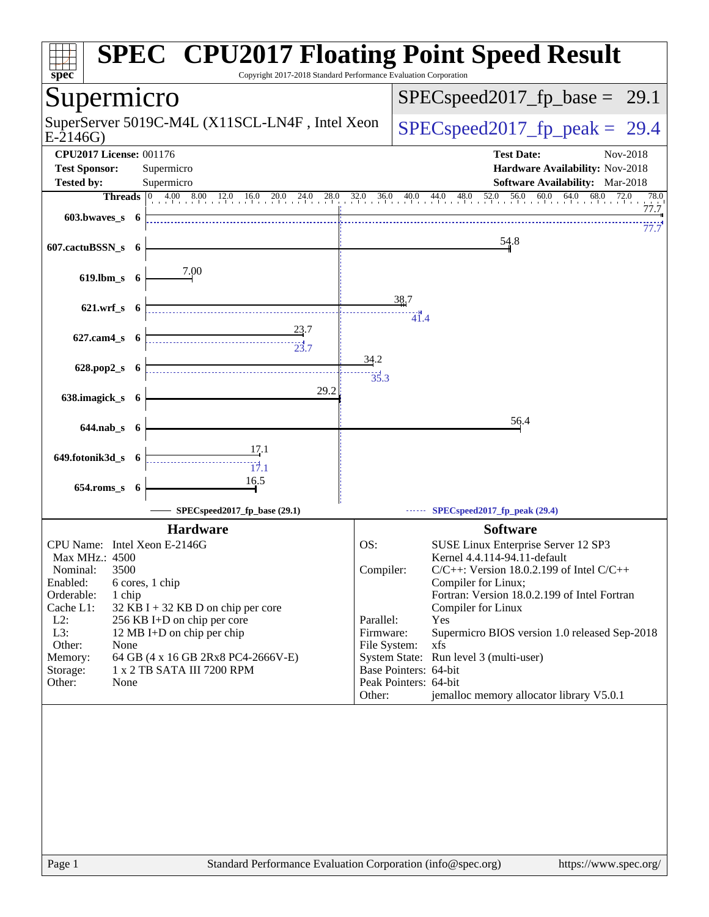# SPEC CPU2017 Floating Point Speed Result

Copyright 2017-2018 Standard Performance Evaluation Corporation

## Supermicro

SuperServer 5019C-M4L (X11SCL-LN4F , Intel Xeon E-2146G)

SPECspeed2017_fp_base = 29.1

SPECspeed2017_fp_peak = 29.4

**CPU2017 License:** 001176
**Test Sponsor:** Supermicro
**Tested by:** Supermicro

**Test Date:** Nov-2018
**Hardware Availability:** Nov-2018
**Software Availability:** Mar-2018

| Benchmark | Threads | Base | Peak |
|---|---|---|---|
| 603.bwaves_s | 6 | 77.7 | 77.7 |
| 607.cactuBSSN_s | 6 | 54.8 | |
| 619.lbm_s | 6 | 7.00 | |
| 621.wrf_s | 6 | 38.7 | 41.4 |
| 627.cam4_s | 6 | 23.7 | 23.7 |
| 628.pop2_s | 6 | 34.2 | 35.3 |
| 638.imagick_s | 6 | 29.2 | |
| 644.nab_s | 6 | 56.4 | |
| 649.fotonik3d_s | 6 | 17.1 | 17.1 |
| 654.roms_s | 6 | 16.5 | |

SPECspeed2017_fp_base (29.1) — SPECspeed2017_fp_peak (29.4)

### Hardware

| | |
|---|---|
| CPU Name: | Intel Xeon E-2146G |
| Max MHz.: | 4500 |
| Nominal: | 3500 |
| Enabled: | 6 cores, 1 chip |
| Orderable: | 1 chip |
| Cache L1: | 32 KB I + 32 KB D on chip per core |
| L2: | 256 KB I+D on chip per core |
| L3: | 12 MB I+D on chip per chip |
| Other: | None |
| Memory: | 64 GB (4 x 16 GB 2Rx8 PC4-2666V-E) |
| Storage: | 1 x 2 TB SATA III 7200 RPM |
| Other: | None |

### Software

| | |
|---|---|
| OS: | SUSE Linux Enterprise Server 12 SP3 Kernel 4.4.114-94.11-default |
| Compiler: | C/C++: Version 18.0.2.199 of Intel C/C++ Compiler for Linux; Fortran: Version 18.0.2.199 of Intel Fortran Compiler for Linux |
| Parallel: | Yes |
| Firmware: | Supermicro BIOS version 1.0 released Sep-2018 |
| File System: | xfs |
| System State: | Run level 3 (multi-user) |
| Base Pointers: | 64-bit |
| Peak Pointers: | 64-bit |
| Other: | jemalloc memory allocator library V5.0.1 |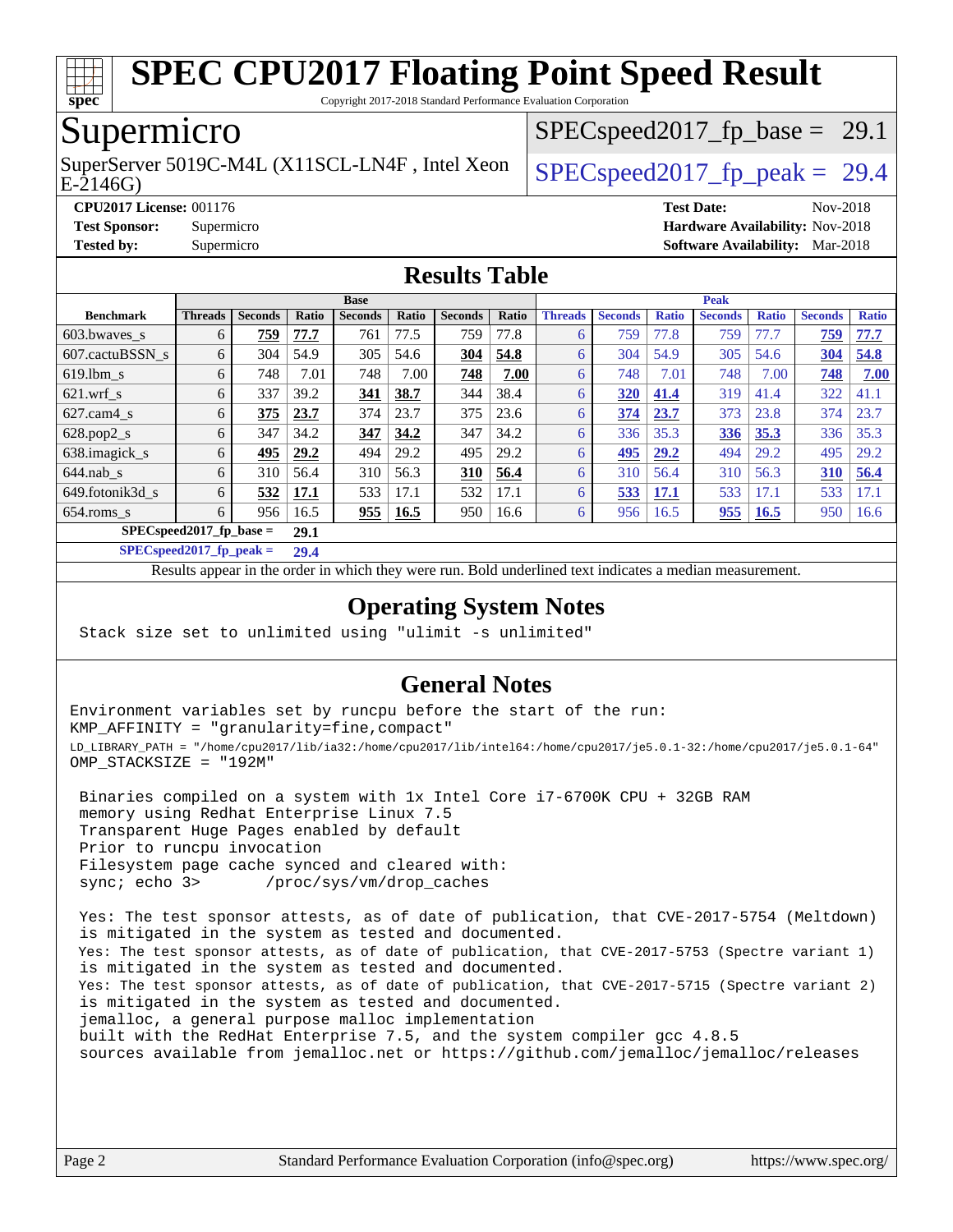# SPEC CPU2017 Floating Point Speed Result

Copyright 2017-2018 Standard Performance Evaluation Corporation

## Supermicro

SuperServer 5019C-M4L (X11SCL-LN4F , Intel Xeon E-2146G)

SPECspeed2017_fp_base = 29.1

SPECspeed2017_fp_peak = 29.4

**CPU2017 License:** 001176
**Test Sponsor:** Supermicro
**Tested by:** Supermicro

**Test Date:** Nov-2018
**Hardware Availability:** Nov-2018
**Software Availability:** Mar-2018

## Results Table

| Benchmark | Base | | | | | | | Peak | | | | | | |
|---|---|---|---|---|---|---|---|---|---|---|---|---|---|---|
| | Threads | Seconds | Ratio | Seconds | Ratio | Seconds | Ratio | Threads | Seconds | Ratio | Seconds | Ratio | Seconds | Ratio |
| 603.bwaves_s | 6 | **759** | **77.7** | 761 | 77.5 | 759 | 77.8 | 6 | 759 | 77.8 | 759 | 77.7 | **759** | **77.7** |
| 607.cactuBSSN_s | 6 | 304 | 54.9 | 305 | 54.6 | **304** | **54.8** | 6 | 304 | 54.9 | 305 | 54.6 | **304** | **54.8** |
| 619.lbm_s | 6 | 748 | 7.01 | 748 | 7.00 | **748** | **7.00** | 6 | 748 | 7.01 | 748 | 7.00 | **748** | **7.00** |
| 621.wrf_s | 6 | 337 | 39.2 | **341** | **38.7** | 344 | 38.4 | 6 | **320** | **41.4** | 319 | 41.4 | 322 | 41.1 |
| 627.cam4_s | 6 | **375** | **23.7** | 374 | 23.7 | 375 | 23.6 | 6 | **374** | **23.7** | 373 | 23.8 | 374 | 23.7 |
| 628.pop2_s | 6 | 347 | 34.2 | **347** | **34.2** | 347 | 34.2 | 6 | 336 | 35.3 | **336** | **35.3** | 336 | 35.3 |
| 638.imagick_s | 6 | **495** | **29.2** | 494 | 29.2 | 495 | 29.2 | 6 | **495** | **29.2** | 494 | 29.2 | 495 | 29.2 |
| 644.nab_s | 6 | 310 | 56.4 | 310 | 56.3 | **310** | **56.4** | 6 | 310 | 56.4 | 310 | 56.3 | **310** | **56.4** |
| 649.fotonik3d_s | 6 | **532** | **17.1** | 533 | 17.1 | 532 | 17.1 | 6 | **533** | **17.1** | 533 | 17.1 | 533 | 17.1 |
| 654.roms_s | 6 | 956 | 16.5 | **955** | **16.5** | 950 | 16.6 | 6 | 956 | 16.5 | **955** | **16.5** | 950 | 16.6 |

**SPECspeed2017_fp_base = 29.1**

**SPECspeed2017_fp_peak = 29.4**

Results appear in the order in which they were run. Bold underlined text indicates a median measurement.

## Operating System Notes

```
Stack size set to unlimited using "ulimit -s unlimited"
```

## General Notes

```
Environment variables set by runcpu before the start of the run:
KMP_AFFINITY = "granularity=fine,compact"
LD_LIBRARY_PATH = "/home/cpu2017/lib/ia32:/home/cpu2017/lib/intel64:/home/cpu2017/je5.0.1-32:/home/cpu2017/je5.0.1-64"
OMP_STACKSIZE = "192M"

 Binaries compiled on a system with 1x Intel Core i7-6700K CPU + 32GB RAM
 memory using Redhat Enterprise Linux 7.5
 Transparent Huge Pages enabled by default
 Prior to runcpu invocation
 Filesystem page cache synced and cleared with:
 sync; echo 3>       /proc/sys/vm/drop_caches

 Yes: The test sponsor attests, as of date of publication, that CVE-2017-5754 (Meltdown)
 is mitigated in the system as tested and documented.
 Yes: The test sponsor attests, as of date of publication, that CVE-2017-5753 (Spectre variant 1)
 is mitigated in the system as tested and documented.
 Yes: The test sponsor attests, as of date of publication, that CVE-2017-5715 (Spectre variant 2)
 is mitigated in the system as tested and documented.
 jemalloc, a general purpose malloc implementation
 built with the RedHat Enterprise 7.5, and the system compiler gcc 4.8.5
 sources available from jemalloc.net or https://github.com/jemalloc/jemalloc/releases
```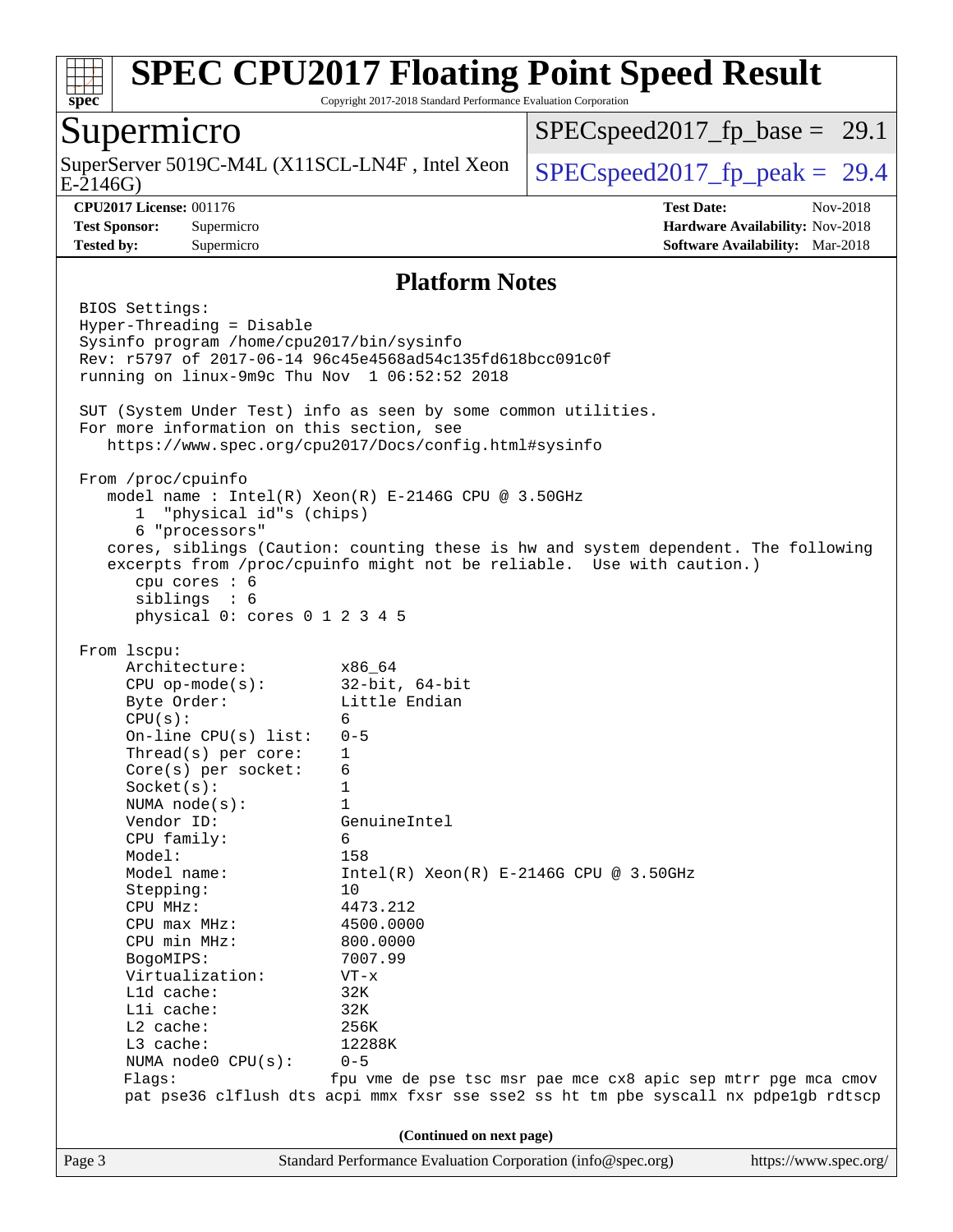# SPEC CPU2017 Floating Point Speed Result

Copyright 2017-2018 Standard Performance Evaluation Corporation

## Supermicro

SuperServer 5019C-M4L (X11SCL-LN4F , Intel Xeon E-2146G)

SPECspeed2017_fp_base = 29.1

SPECspeed2017_fp_peak = 29.4

**CPU2017 License:** 001176
**Test Sponsor:** Supermicro
**Tested by:** Supermicro

**Test Date:** Nov-2018
**Hardware Availability:** Nov-2018
**Software Availability:** Mar-2018

## Platform Notes

```
BIOS Settings:
Hyper-Threading = Disable
Sysinfo program /home/cpu2017/bin/sysinfo
Rev: r5797 of 2017-06-14 96c45e4568ad54c135fd618bcc091c0f
running on linux-9m9c Thu Nov  1 06:52:52 2018

SUT (System Under Test) info as seen by some common utilities.
For more information on this section, see
   https://www.spec.org/cpu2017/Docs/config.html#sysinfo

From /proc/cpuinfo
   model name : Intel(R) Xeon(R) E-2146G CPU @ 3.50GHz
      1  "physical id"s (chips)
      6 "processors"
   cores, siblings (Caution: counting these is hw and system dependent. The following
   excerpts from /proc/cpuinfo might not be reliable.  Use with caution.)
      cpu cores : 6
      siblings  : 6
      physical 0: cores 0 1 2 3 4 5

From lscpu:
     Architecture:          x86_64
     CPU op-mode(s):        32-bit, 64-bit
     Byte Order:            Little Endian
     CPU(s):                6
     On-line CPU(s) list:   0-5
     Thread(s) per core:    1
     Core(s) per socket:    6
     Socket(s):             1
     NUMA node(s):          1
     Vendor ID:             GenuineIntel
     CPU family:            6
     Model:                 158
     Model name:            Intel(R) Xeon(R) E-2146G CPU @ 3.50GHz
     Stepping:              10
     CPU MHz:               4473.212
     CPU max MHz:           4500.0000
     CPU min MHz:           800.0000
     BogoMIPS:              7007.99
     Virtualization:        VT-x
     L1d cache:             32K
     L1i cache:             32K
     L2 cache:              256K
     L3 cache:              12288K
     NUMA node0 CPU(s):     0-5
     Flags:                fpu vme de pse tsc msr pae mce cx8 apic sep mtrr pge mca cmov
     pat pse36 clflush dts acpi mmx fxsr sse sse2 ss ht tm pbe syscall nx pdpe1gb rdtscp
```

(Continued on next page)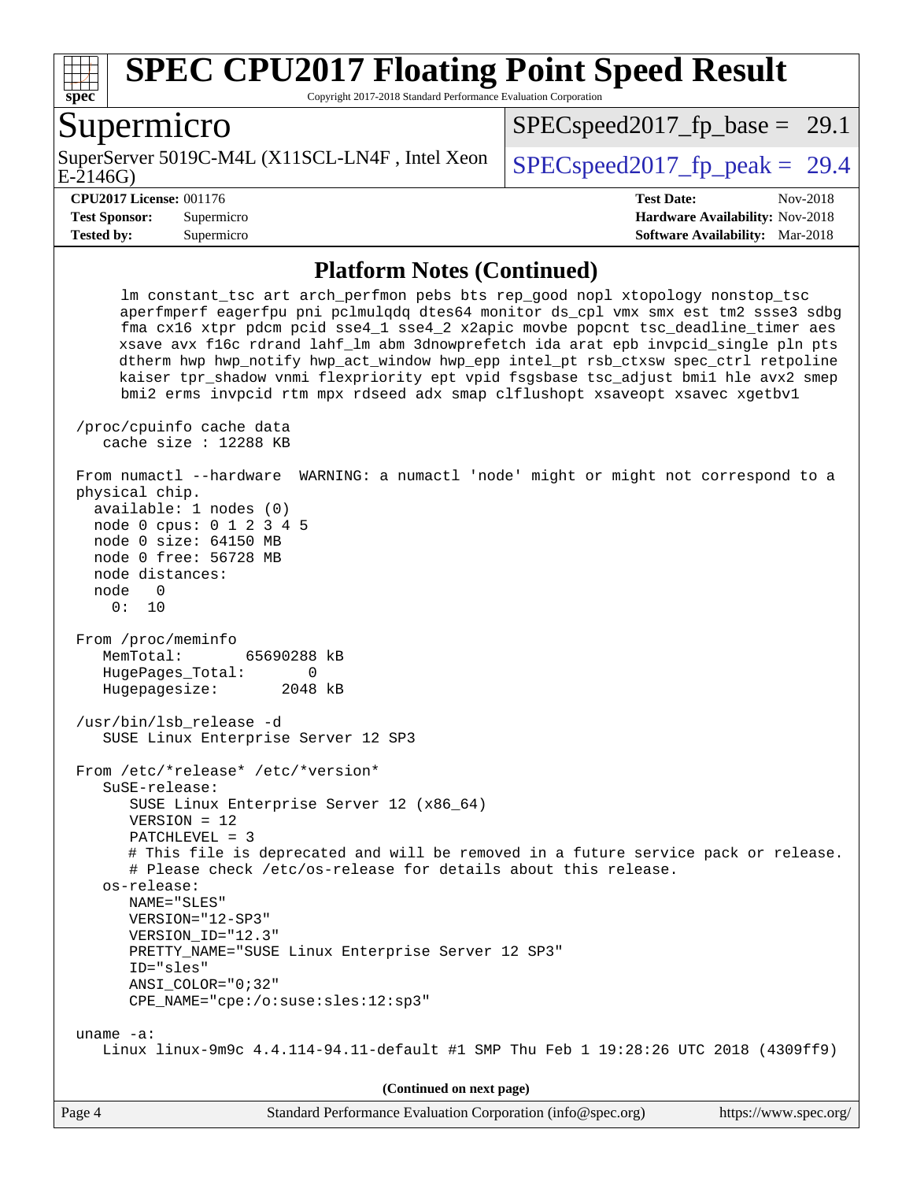## Platform Notes (Continued)

```
     lm constant_tsc art arch_perfmon pebs bts rep_good nopl xtopology nonstop_tsc
     aperfmperf eagerfpu pni pclmulqdq dtes64 monitor ds_cpl vmx smx est tm2 ssse3 sdbg
     fma cx16 xtpr pdcm pcid sse4_1 sse4_2 x2apic movbe popcnt tsc_deadline_timer aes
     xsave avx f16c rdrand lahf_lm abm 3dnowprefetch ida arat epb invpcid_single pln pts
     dtherm hwp hwp_notify hwp_act_window hwp_epp intel_pt rsb_ctxsw spec_ctrl retpoline
     kaiser tpr_shadow vnmi flexpriority ept vpid fsgsbase tsc_adjust bmi1 hle avx2 smep
     bmi2 erms invpcid rtm mpx rdseed adx smap clflushopt xsaveopt xsavec xgetbv1

 /proc/cpuinfo cache data
    cache size : 12288 KB

 From numactl --hardware  WARNING: a numactl 'node' might or might not correspond to a
 physical chip.
   available: 1 nodes (0)
   node 0 cpus: 0 1 2 3 4 5
   node 0 size: 64150 MB
   node 0 free: 56728 MB
   node distances:
   node   0
     0:  10

 From /proc/meminfo
    MemTotal:       65690288 kB
    HugePages_Total:       0
    Hugepagesize:       2048 kB

 /usr/bin/lsb_release -d
    SUSE Linux Enterprise Server 12 SP3

 From /etc/*release* /etc/*version*
    SuSE-release:
       SUSE Linux Enterprise Server 12 (x86_64)
       VERSION = 12
       PATCHLEVEL = 3
       # This file is deprecated and will be removed in a future service pack or release.
       # Please check /etc/os-release for details about this release.
    os-release:
       NAME="SLES"
       VERSION="12-SP3"
       VERSION_ID="12.3"
       PRETTY_NAME="SUSE Linux Enterprise Server 12 SP3"
       ID="sles"
       ANSI_COLOR="0;32"
       CPE_NAME="cpe:/o:suse:sles:12:sp3"

 uname -a:
    Linux linux-9m9c 4.4.114-94.11-default #1 SMP Thu Feb 1 19:28:26 UTC 2018 (4309ff9)
```

**(Continued on next page)**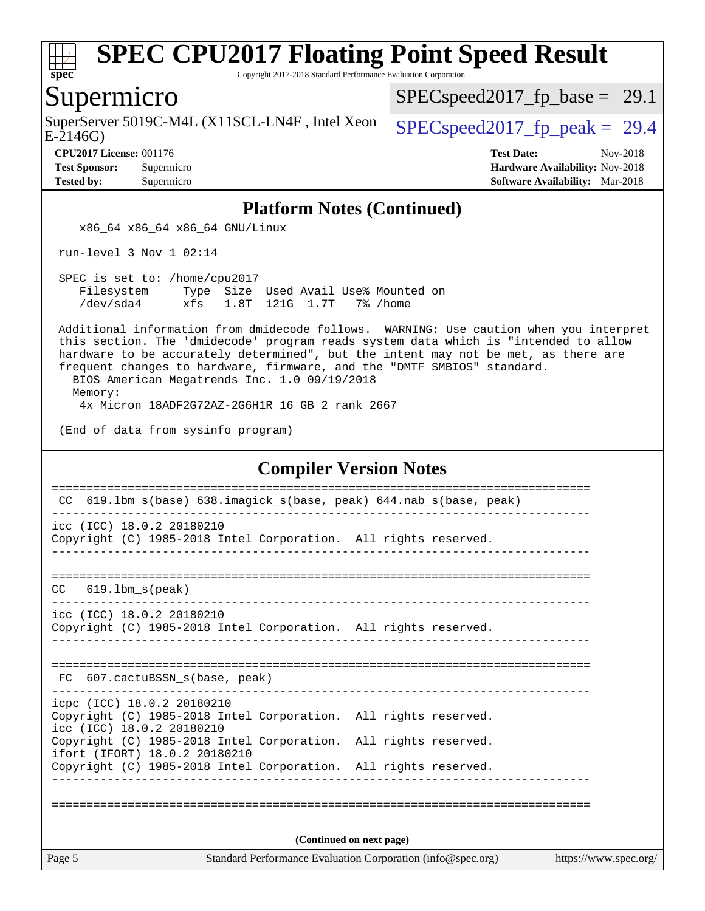# SPEC CPU2017 Floating Point Speed Result

Copyright 2017-2018 Standard Performance Evaluation Corporation

## Supermicro

SuperServer 5019C-M4L (X11SCL-LN4F , Intel Xeon E-2146G)

SPECspeed2017_fp_base = 29.1

SPECspeed2017_fp_peak = 29.4

**CPU2017 License:** 001176
**Test Sponsor:** Supermicro
**Tested by:** Supermicro

**Test Date:** Nov-2018
**Hardware Availability:** Nov-2018
**Software Availability:** Mar-2018

### Platform Notes (Continued)

```
    x86_64 x86_64 x86_64 GNU/Linux

 run-level 3 Nov 1 02:14

 SPEC is set to: /home/cpu2017
    Filesystem     Type  Size  Used Avail Use% Mounted on
    /dev/sda4      xfs   1.8T  121G  1.7T   7% /home

 Additional information from dmidecode follows.  WARNING: Use caution when you interpret
 this section. The 'dmidecode' program reads system data which is "intended to allow
 hardware to be accurately determined", but the intent may not be met, as there are
 frequent changes to hardware, firmware, and the "DMTF SMBIOS" standard.
   BIOS American Megatrends Inc. 1.0 09/19/2018
   Memory:
    4x Micron 18ADF2G72AZ-2G6H1R 16 GB 2 rank 2667

 (End of data from sysinfo program)
```

### Compiler Version Notes

```
==============================================================================
 CC  619.lbm_s(base) 638.imagick_s(base, peak) 644.nab_s(base, peak)
------------------------------------------------------------------------------
icc (ICC) 18.0.2 20180210
Copyright (C) 1985-2018 Intel Corporation.  All rights reserved.
------------------------------------------------------------------------------

==============================================================================
CC   619.lbm_s(peak)
------------------------------------------------------------------------------
icc (ICC) 18.0.2 20180210
Copyright (C) 1985-2018 Intel Corporation.  All rights reserved.
------------------------------------------------------------------------------

==============================================================================
 FC  607.cactuBSSN_s(base, peak)
------------------------------------------------------------------------------
icpc (ICC) 18.0.2 20180210
Copyright (C) 1985-2018 Intel Corporation.  All rights reserved.
icc (ICC) 18.0.2 20180210
Copyright (C) 1985-2018 Intel Corporation.  All rights reserved.
ifort (IFORT) 18.0.2 20180210
Copyright (C) 1985-2018 Intel Corporation.  All rights reserved.
------------------------------------------------------------------------------

==============================================================================
```

(Continued on next page)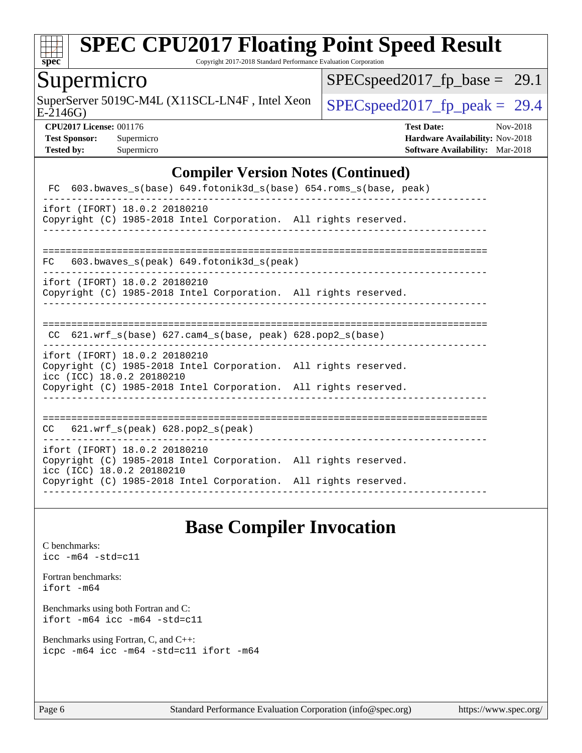## Compiler Version Notes (Continued)

```
 FC  603.bwaves_s(base) 649.fotonik3d_s(base) 654.roms_s(base, peak)
------------------------------------------------------------------------------
ifort (IFORT) 18.0.2 20180210
Copyright (C) 1985-2018 Intel Corporation.  All rights reserved.
------------------------------------------------------------------------------

==============================================================================
FC   603.bwaves_s(peak) 649.fotonik3d_s(peak)
------------------------------------------------------------------------------
ifort (IFORT) 18.0.2 20180210
Copyright (C) 1985-2018 Intel Corporation.  All rights reserved.
------------------------------------------------------------------------------

==============================================================================
 CC  621.wrf_s(base) 627.cam4_s(base, peak) 628.pop2_s(base)
------------------------------------------------------------------------------
ifort (IFORT) 18.0.2 20180210
Copyright (C) 1985-2018 Intel Corporation.  All rights reserved.
icc (ICC) 18.0.2 20180210
Copyright (C) 1985-2018 Intel Corporation.  All rights reserved.
------------------------------------------------------------------------------

==============================================================================
CC   621.wrf_s(peak) 628.pop2_s(peak)
------------------------------------------------------------------------------
ifort (IFORT) 18.0.2 20180210
Copyright (C) 1985-2018 Intel Corporation.  All rights reserved.
icc (ICC) 18.0.2 20180210
Copyright (C) 1985-2018 Intel Corporation.  All rights reserved.
------------------------------------------------------------------------------
```

## Base Compiler Invocation

C benchmarks:
```
icc -m64 -std=c11
```

Fortran benchmarks:
```
ifort -m64
```

Benchmarks using both Fortran and C:
```
ifort -m64 icc -m64 -std=c11
```

Benchmarks using Fortran, C, and C++:
```
icpc -m64 icc -m64 -std=c11 ifort -m64
```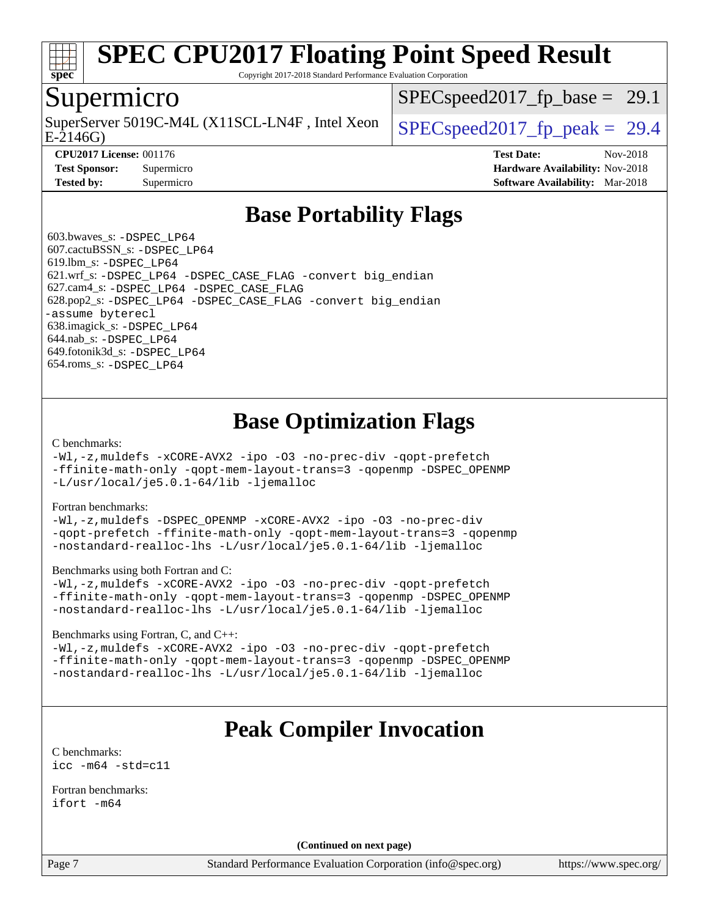# SPEC CPU2017 Floating Point Speed Result

Copyright 2017-2018 Standard Performance Evaluation Corporation

## Supermicro

SuperServer 5019C-M4L (X11SCL-LN4F , Intel Xeon E-2146G)

SPECspeed2017_fp_base = 29.1

SPECspeed2017_fp_peak = 29.4

**CPU2017 License:** 001176
**Test Sponsor:** Supermicro
**Tested by:** Supermicro

**Test Date:** Nov-2018
**Hardware Availability:** Nov-2018
**Software Availability:** Mar-2018

## Base Portability Flags

603.bwaves_s: `-DSPEC_LP64`
607.cactuBSSN_s: `-DSPEC_LP64`
619.lbm_s: `-DSPEC_LP64`
621.wrf_s: `-DSPEC_LP64 -DSPEC_CASE_FLAG -convert big_endian`
627.cam4_s: `-DSPEC_LP64 -DSPEC_CASE_FLAG`
628.pop2_s: `-DSPEC_LP64 -DSPEC_CASE_FLAG -convert big_endian -assume byterecl`
638.imagick_s: `-DSPEC_LP64`
644.nab_s: `-DSPEC_LP64`
649.fotonik3d_s: `-DSPEC_LP64`
654.roms_s: `-DSPEC_LP64`

## Base Optimization Flags

C benchmarks:
```
-Wl,-z,muldefs -xCORE-AVX2 -ipo -O3 -no-prec-div -qopt-prefetch
-ffinite-math-only -qopt-mem-layout-trans=3 -qopenmp -DSPEC_OPENMP
-L/usr/local/je5.0.1-64/lib -ljemalloc
```

Fortran benchmarks:
```
-Wl,-z,muldefs -DSPEC_OPENMP -xCORE-AVX2 -ipo -O3 -no-prec-div
-qopt-prefetch -ffinite-math-only -qopt-mem-layout-trans=3 -qopenmp
-nostandard-realloc-lhs -L/usr/local/je5.0.1-64/lib -ljemalloc
```

Benchmarks using both Fortran and C:
```
-Wl,-z,muldefs -xCORE-AVX2 -ipo -O3 -no-prec-div -qopt-prefetch
-ffinite-math-only -qopt-mem-layout-trans=3 -qopenmp -DSPEC_OPENMP
-nostandard-realloc-lhs -L/usr/local/je5.0.1-64/lib -ljemalloc
```

Benchmarks using Fortran, C, and C++:
```
-Wl,-z,muldefs -xCORE-AVX2 -ipo -O3 -no-prec-div -qopt-prefetch
-ffinite-math-only -qopt-mem-layout-trans=3 -qopenmp -DSPEC_OPENMP
-nostandard-realloc-lhs -L/usr/local/je5.0.1-64/lib -ljemalloc
```

## Peak Compiler Invocation

C benchmarks:
```
icc -m64 -std=c11
```

Fortran benchmarks:
```
ifort -m64
```

**(Continued on next page)**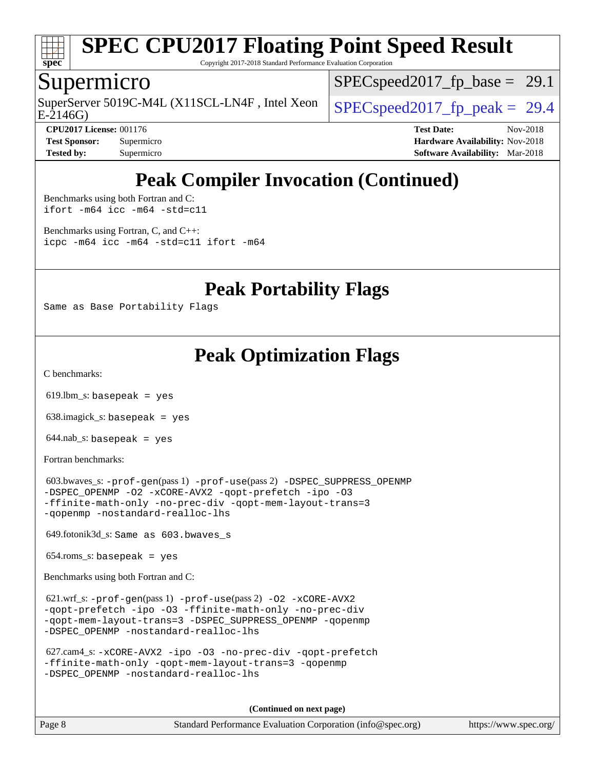# Peak Compiler Invocation (Continued)

Benchmarks using both Fortran and C:
ifort -m64 icc -m64 -std=c11

Benchmarks using Fortran, C, and C++:
icpc -m64 icc -m64 -std=c11 ifort -m64

# Peak Portability Flags

Same as Base Portability Flags

# Peak Optimization Flags

C benchmarks:

619.lbm_s: basepeak = yes

638.imagick_s: basepeak = yes

644.nab_s: basepeak = yes

Fortran benchmarks:

603.bwaves_s: -prof-gen(pass 1) -prof-use(pass 2) -DSPEC_SUPPRESS_OPENMP -DSPEC_OPENMP -O2 -xCORE-AVX2 -qopt-prefetch -ipo -O3 -ffinite-math-only -no-prec-div -qopt-mem-layout-trans=3 -qopenmp -nostandard-realloc-lhs

649.fotonik3d_s: Same as 603.bwaves_s

654.roms_s: basepeak = yes

Benchmarks using both Fortran and C:

621.wrf_s: -prof-gen(pass 1) -prof-use(pass 2) -O2 -xCORE-AVX2 -qopt-prefetch -ipo -O3 -ffinite-math-only -no-prec-div -qopt-mem-layout-trans=3 -DSPEC_SUPPRESS_OPENMP -qopenmp -DSPEC_OPENMP -nostandard-realloc-lhs

627.cam4_s: -xCORE-AVX2 -ipo -O3 -no-prec-div -qopt-prefetch -ffinite-math-only -qopt-mem-layout-trans=3 -qopenmp -DSPEC_OPENMP -nostandard-realloc-lhs

**(Continued on next page)**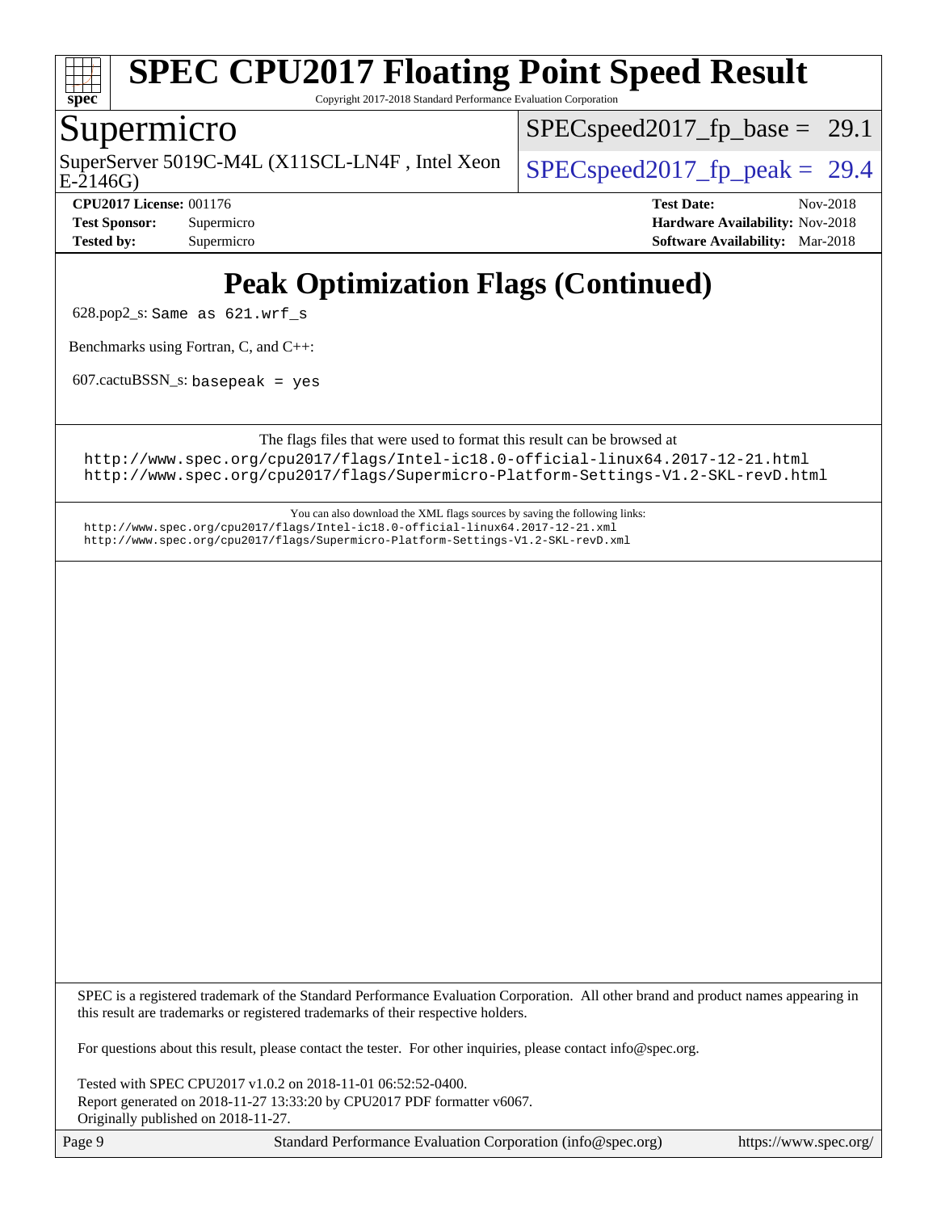# Peak Optimization Flags (Continued)

628.pop2_s: Same as 621.wrf_s

Benchmarks using Fortran, C, and C++:

607.cactuBSSN_s: basepeak = yes

The flags files that were used to format this result can be browsed at

http://www.spec.org/cpu2017/flags/Intel-ic18.0-official-linux64.2017-12-21.html
http://www.spec.org/cpu2017/flags/Supermicro-Platform-Settings-V1.2-SKL-revD.html

You can also download the XML flags sources by saving the following links:

http://www.spec.org/cpu2017/flags/Intel-ic18.0-official-linux64.2017-12-21.xml
http://www.spec.org/cpu2017/flags/Supermicro-Platform-Settings-V1.2-SKL-revD.xml

SPEC is a registered trademark of the Standard Performance Evaluation Corporation. All other brand and product names appearing in this result are trademarks or registered trademarks of their respective holders.

For questions about this result, please contact the tester. For other inquiries, please contact info@spec.org.

Tested with SPEC CPU2017 v1.0.2 on 2018-11-01 06:52:52-0400.
Report generated on 2018-11-27 13:33:20 by CPU2017 PDF formatter v6067.
Originally published on 2018-11-27.